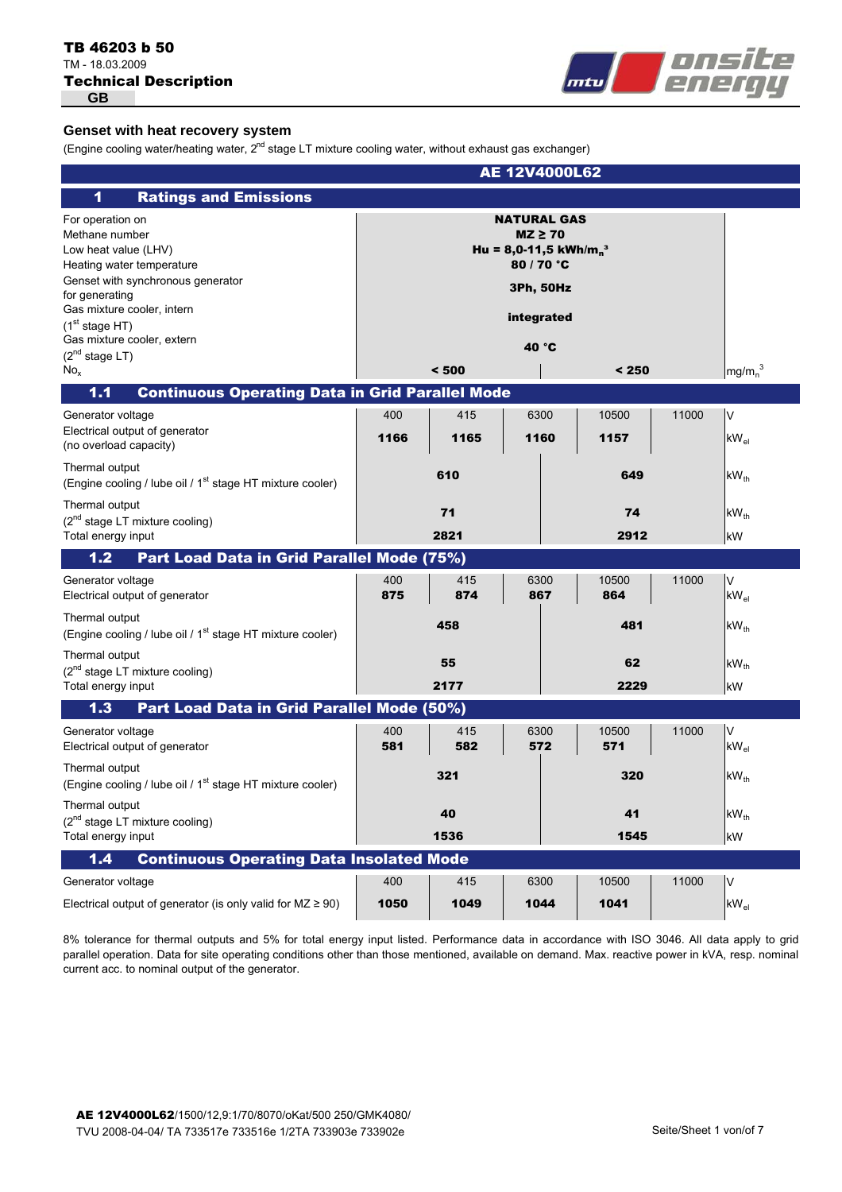**TB 46203 b 50**
TM - 18.03.2009
**Technical Description**
GB

## Genset with heat recovery system

(Engine cooling water/heating water, 2nd stage LT mixture cooling water, without exhaust gas exchanger)

| **AE 12V4000L62** | | | | | | |
|---|---|---|---|---|---|---|
| **1 Ratings and Emissions** | | | | | | |
| For operation on | **NATURAL GAS** | | | | | |
| Methane number | **MZ ≥ 70** | | | | | |
| Low heat value (LHV) | **Hu = 8,0-11,5 kWh/m$_n^3$** | | | | | |
| Heating water temperature | **80 / 70 °C** | | | | | |
| Genset with synchronous generator for generating | **3Ph, 50Hz** | | | | | |
| Gas mixture cooler, intern (1st stage HT) | **integrated** | | | | | |
| Gas mixture cooler, extern (2nd stage LT) | **40 °C** | | | | | |
| $No_x$ | **< 500** | | | **< 250** | | mg/m$_n^3$ |
| **1.1 Continuous Operating Data in Grid Parallel Mode** | | | | | | |
| Generator voltage | 400 | 415 | 6300 | 10500 | 11000 | V |
| Electrical output of generator (no overload capacity) | **1166** | **1165** | **1160** | **1157** | | $kW_{el}$ |
| Thermal output (Engine cooling / lube oil / 1st stage HT mixture cooler) | **610** | | | **649** | | $kW_{th}$ |
| Thermal output (2nd stage LT mixture cooling) | **71** | | | **74** | | $kW_{th}$ |
| Total energy input | **2821** | | | **2912** | | kW |
| **1.2 Part Load Data in Grid Parallel Mode (75%)** | | | | | | |
| Generator voltage | 400 | 415 | 6300 | 10500 | 11000 | V |
| Electrical output of generator | **875** | **874** | **867** | **864** | | $kW_{el}$ |
| Thermal output (Engine cooling / lube oil / 1st stage HT mixture cooler) | **458** | | | **481** | | $kW_{th}$ |
| Thermal output (2nd stage LT mixture cooling) | **55** | | | **62** | | $kW_{th}$ |
| Total energy input | **2177** | | | **2229** | | kW |
| **1.3 Part Load Data in Grid Parallel Mode (50%)** | | | | | | |
| Generator voltage | 400 | 415 | 6300 | 10500 | 11000 | V |
| Electrical output of generator | **581** | **582** | **572** | **571** | | $kW_{el}$ |
| Thermal output (Engine cooling / lube oil / 1st stage HT mixture cooler) | **321** | | | **320** | | $kW_{th}$ |
| Thermal output (2nd stage LT mixture cooling) | **40** | | | **41** | | $kW_{th}$ |
| Total energy input | **1536** | | | **1545** | | kW |
| **1.4 Continuous Operating Data Insolated Mode** | | | | | | |
| Generator voltage | 400 | 415 | 6300 | 10500 | 11000 | V |
| Electrical output of generator (is only valid for MZ ≥ 90) | **1050** | **1049** | **1044** | **1041** | | $kW_{el}$ |

8% tolerance for thermal outputs and 5% for total energy input listed. Performance data in accordance with ISO 3046. All data apply to grid parallel operation. Data for site operating conditions other than those mentioned, available on demand. Max. reactive power in kVA, resp. nominal current acc. to nominal output of the generator.

**AE 12V4000L62**/1500/12,9:1/70/8070/oKat/500 250/GMK4080/
TVU 2008-04-04/ TA 733517e 733516e 1/2TA 733903e 733902e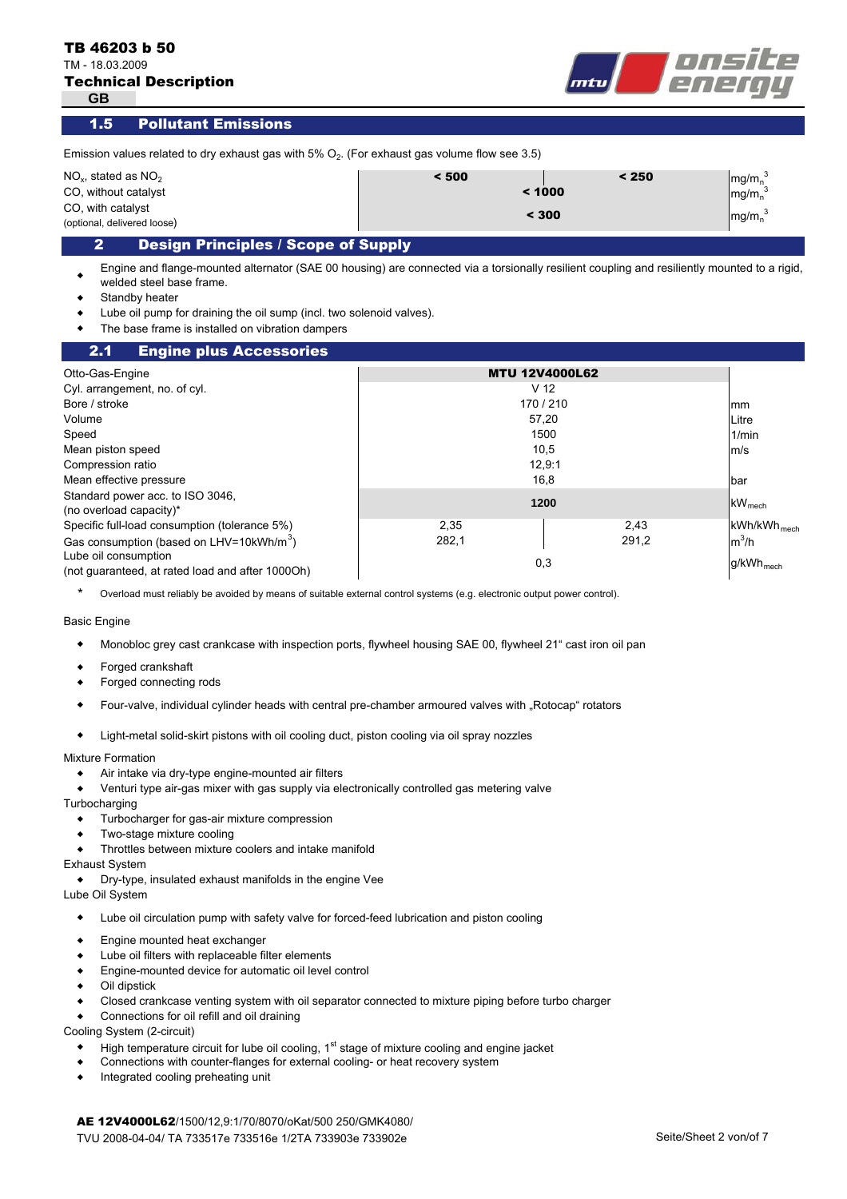## 1.5 Pollutant Emissions

Emission values related to dry exhaust gas with 5% $O_2$. (For exhaust gas volume flow see 3.5)

| | | | |
|---|---|---|---|
| $NO_x$, stated as $NO_2$ | < 500 | < 250 | $mg/m_n^3$ |
| CO, without catalyst | < 1000 | | $mg/m_n^3$ |
| CO, with catalyst (optional, delivered loose) | < 300 | | $mg/m_n^3$ |

## 2 Design Principles / Scope of Supply

- Engine and flange-mounted alternator (SAE 00 housing) are connected via a torsionally resilient coupling and resiliently mounted to a rigid, welded steel base frame.
- Standby heater
- Lube oil pump for draining the oil sump (incl. two solenoid valves).
- The base frame is installed on vibration dampers

## 2.1 Engine plus Accessories

| | | | |
|---|---|---|---|
| Otto-Gas-Engine | **MTU 12V4000L62** | | |
| Cyl. arrangement, no. of cyl. | V 12 | | |
| Bore / stroke | 170 / 210 | | mm |
| Volume | 57,20 | | Litre |
| Speed | 1500 | | 1/min |
| Mean piston speed | 10,5 | | m/s |
| Compression ratio | 12,9:1 | | |
| Mean effective pressure | 16,8 | | bar |
| Standard power acc. to ISO 3046, (no overload capacity)* | **1200** | | $kW_{mech}$ |
| Specific full-load consumption (tolerance 5%) | 2,35 | 2,43 | $kWh/kWh_{mech}$ |
| Gas consumption (based on LHV=10kWh/m³) | 282,1 | 291,2 | $m^3/h$ |
| Lube oil consumption (not guaranteed, at rated load and after 1000Oh) | 0,3 | | $g/kWh_{mech}$ |

\* Overload must reliably be avoided by means of suitable external control systems (e.g. electronic output power control).

Basic Engine

- Monobloc grey cast crankcase with inspection ports, flywheel housing SAE 00, flywheel 21“ cast iron oil pan
- Forged crankshaft
- Forged connecting rods
- Four-valve, individual cylinder heads with central pre-chamber armoured valves with „Rotocap“ rotators
- Light-metal solid-skirt pistons with oil cooling duct, piston cooling via oil spray nozzles

Mixture Formation

- Air intake via dry-type engine-mounted air filters
- Venturi type air-gas mixer with gas supply via electronically controlled gas metering valve

Turbocharging

- Turbocharger for gas-air mixture compression
- Two-stage mixture cooling
- Throttles between mixture coolers and intake manifold

Exhaust System

- Dry-type, insulated exhaust manifolds in the engine Vee

Lube Oil System

- Lube oil circulation pump with safety valve for forced-feed lubrication and piston cooling
- Engine mounted heat exchanger
- Lube oil filters with replaceable filter elements
- Engine-mounted device for automatic oil level control
- Oil dipstick
- Closed crankcase venting system with oil separator connected to mixture piping before turbo charger
- Connections for oil refill and oil draining

Cooling System (2-circuit)

- High temperature circuit for lube oil cooling, 1st stage of mixture cooling and engine jacket
- Connections with counter-flanges for external cooling- or heat recovery system
- Integrated cooling preheating unit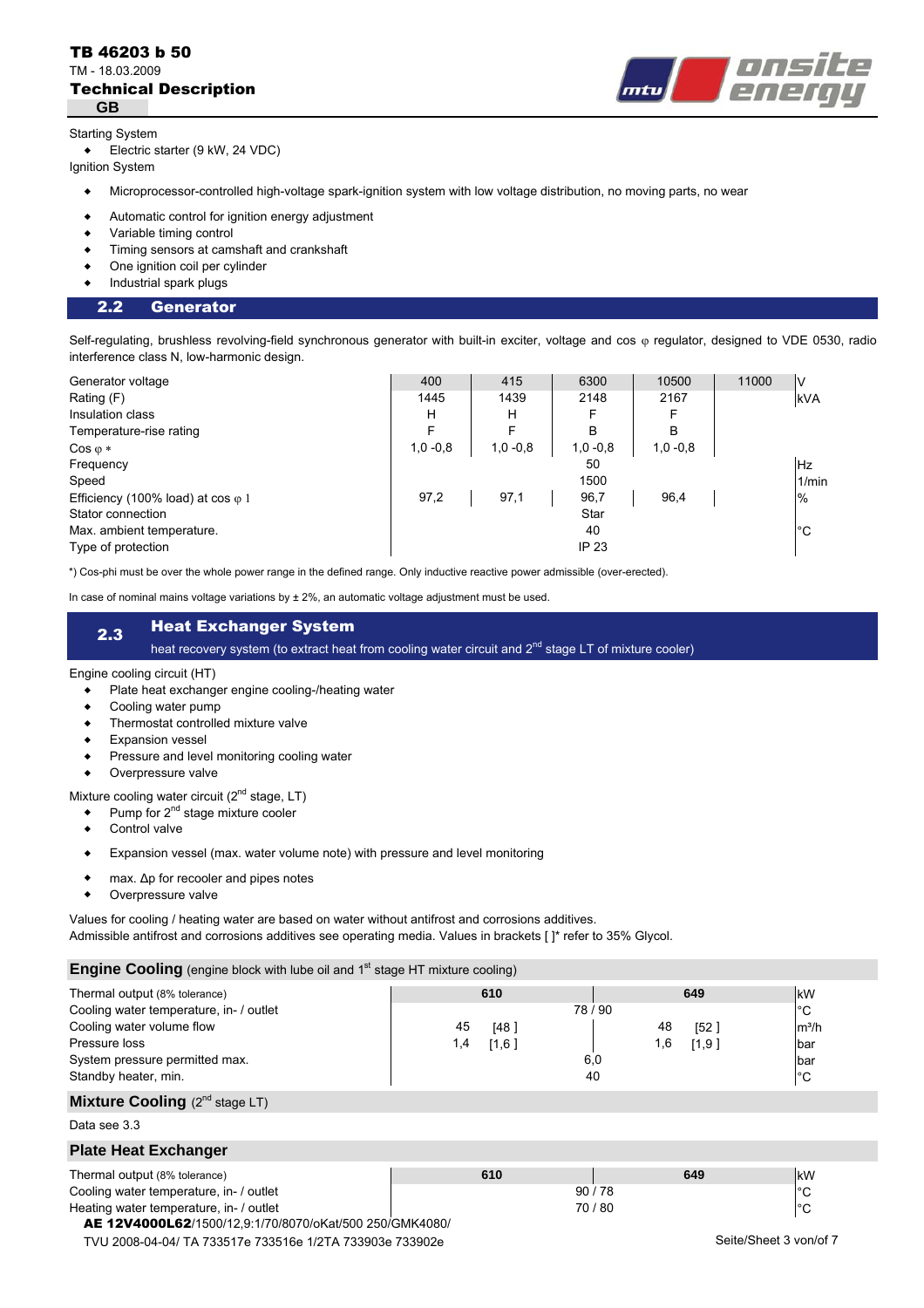Starting System

- Electric starter (9 kW, 24 VDC)

Ignition System

- Microprocessor-controlled high-voltage spark-ignition system with low voltage distribution, no moving parts, no wear
- Automatic control for ignition energy adjustment
- Variable timing control
- Timing sensors at camshaft and crankshaft
- One ignition coil per cylinder
- Industrial spark plugs

## 2.2 Generator

Self-regulating, brushless revolving-field synchronous generator with built-in exciter, voltage and cos φ regulator, designed to VDE 0530, radio interference class N, low-harmonic design.

| | | | | | | |
|---|---|---|---|---|---|---|
| Generator voltage | 400 | 415 | 6300 | 10500 | 11000 | V |
| Rating (F) | 1445 | 1439 | 2148 | 2167 | | kVA |
| Insulation class | H | H | F | F | | |
| Temperature-rise rating | F | F | B | B | | |
| Cos φ * | 1,0 -0,8 | 1,0 -0,8 | 1,0 -0,8 | 1,0 -0,8 | | |
| Frequency | | | 50 | | | Hz |
| Speed | | | 1500 | | | 1/min |
| Efficiency (100% load) at cos φ 1 | 97,2 | 97,1 | 96,7 | 96,4 | | % |
| Stator connection | | | Star | | | |
| Max. ambient temperature. | | | 40 | | | °C |
| Type of protection | | | IP 23 | | | |

*) Cos-phi must be over the whole power range in the defined range. Only inductive reactive power admissible (over-erected).

In case of nominal mains voltage variations by ± 2%, an automatic voltage adjustment must be used.

## 2.3 Heat Exchanger System

heat recovery system (to extract heat from cooling water circuit and 2nd stage LT of mixture cooler)

Engine cooling circuit (HT)

- Plate heat exchanger engine cooling-/heating water
- Cooling water pump
- Thermostat controlled mixture valve
- Expansion vessel
- Pressure and level monitoring cooling water
- Overpressure valve

Mixture cooling water circuit (2nd stage, LT)

- Pump for 2nd stage mixture cooler
- Control valve
- Expansion vessel (max. water volume note) with pressure and level monitoring
- max. Δp for recooler and pipes notes
- Overpressure valve

Values for cooling / heating water are based on water without antifrost and corrosions additives.
Admissible antifrost and corrosions additives see operating media. Values in brackets [ ]* refer to 35% Glycol.

### Engine Cooling (engine block with lube oil and 1st stage HT mixture cooling)

| | | | |
|---|---|---|---|
| Thermal output (8% tolerance) | 610 | 649 | kW |
| Cooling water temperature, in- / outlet | 78 / 90 | 78 / 90 | °C |
| Cooling water volume flow | 45 [48 ] | 48 [52 ] | m³/h |
| Pressure loss | 1,4 [1,6 ] | 1,6 [1,9 ] | bar |
| System pressure permitted max. | 6,0 | 6,0 | bar |
| Standby heater, min. | 40 | 40 | °C |

### Mixture Cooling (2nd stage LT)

Data see 3.3

### Plate Heat Exchanger

| | | | |
|---|---|---|---|
| Thermal output (8% tolerance) | 610 | 649 | kW |
| Cooling water temperature, in- / outlet | 90 / 78 | 90 / 78 | °C |
| Heating water temperature, in- / outlet | 70 / 80 | 70 / 80 | °C |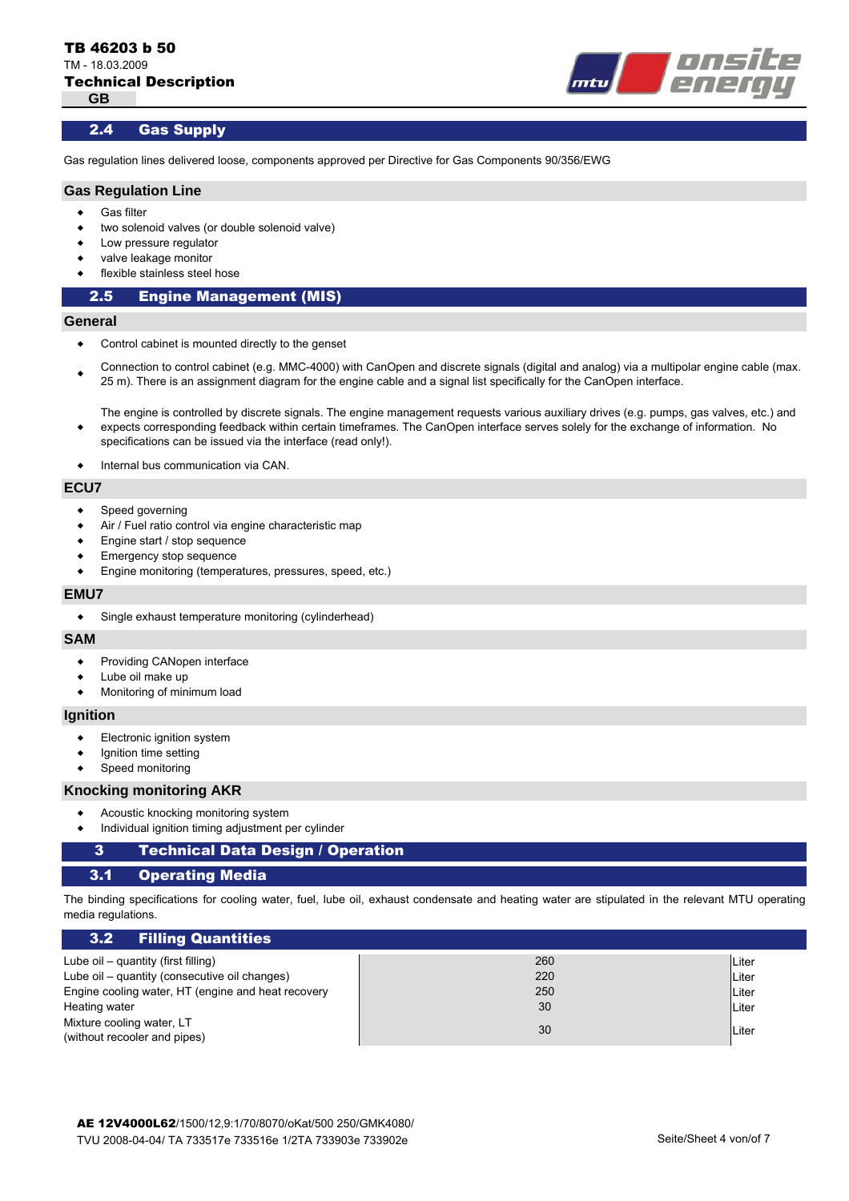## 2.4 Gas Supply

Gas regulation lines delivered loose, components approved per Directive for Gas Components 90/356/EWG

### Gas Regulation Line

- Gas filter
- two solenoid valves (or double solenoid valve)
- Low pressure regulator
- valve leakage monitor
- flexible stainless steel hose

## 2.5 Engine Management (MIS)

### General

- Control cabinet is mounted directly to the genset
- Connection to control cabinet (e.g. MMC-4000) with CanOpen and discrete signals (digital and analog) via a multipolar engine cable (max. 25 m). There is an assignment diagram for the engine cable and a signal list specifically for the CanOpen interface.
- The engine is controlled by discrete signals. The engine management requests various auxiliary drives (e.g. pumps, gas valves, etc.) and expects corresponding feedback within certain timeframes. The CanOpen interface serves solely for the exchange of information. No specifications can be issued via the interface (read only!).
- Internal bus communication via CAN.

### ECU7

- Speed governing
- Air / Fuel ratio control via engine characteristic map
- Engine start / stop sequence
- Emergency stop sequence
- Engine monitoring (temperatures, pressures, speed, etc.)

### EMU7

- Single exhaust temperature monitoring (cylinderhead)

### SAM

- Providing CANopen interface
- Lube oil make up
- Monitoring of minimum load

### Ignition

- Electronic ignition system
- Ignition time setting
- Speed monitoring

### Knocking monitoring AKR

- Acoustic knocking monitoring system
- Individual ignition timing adjustment per cylinder

# 3 Technical Data Design / Operation

## 3.1 Operating Media

The binding specifications for cooling water, fuel, lube oil, exhaust condensate and heating water are stipulated in the relevant MTU operating media regulations.

## 3.2 Filling Quantities

| | | |
|---|---|---|
| Lube oil – quantity (first filling) | 260 | Liter |
| Lube oil – quantity (consecutive oil changes) | 220 | Liter |
| Engine cooling water, HT (engine and heat recovery | 250 | Liter |
| Heating water | 30 | Liter |
| Mixture cooling water, LT (without recooler and pipes) | 30 | Liter |

**AE 12V4000L62**/1500/12,9:1/70/8070/oKat/500 250/GMK4080/
TVU 2008-04-04/ TA 733517e 733516e 1/2TA 733903e 733902e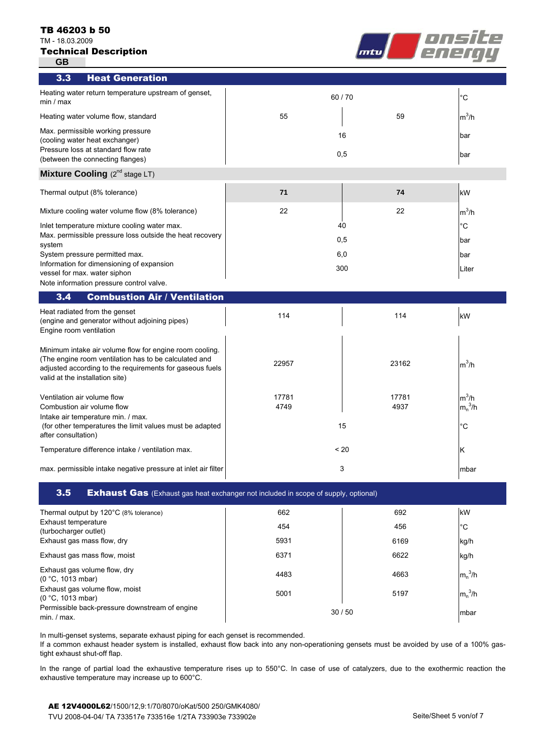## 3.3 Heat Generation

| | | | |
|---|---|---|---|
| Heating water return temperature upstream of genset, min / max | 60 / 70 | | °C |
| Heating water volume flow, standard | 55 | 59 | $m^3/h$ |
| Max. permissible working pressure (cooling water heat exchanger) | 16 | | bar |
| Pressure loss at standard flow rate (between the connecting flanges) | 0,5 | | bar |

### **Mixture Cooling** (2[nd] stage LT)

| | | | |
|---|---|---|---|
| Thermal output (8% tolerance) | **71** | **74** | kW |
| Mixture cooling water volume flow (8% tolerance) | 22 | 22 | $m^3/h$ |
| Inlet temperature mixture cooling water max. | 40 | | °C |
| Max. permissible pressure loss outside the heat recovery system | 0,5 | | bar |
| System pressure permitted max. | 6,0 | | bar |
| Information for dimensioning of expansion vessel for max. water siphon | 300 | | Liter |

Note information pressure control valve.

## 3.4 Combustion Air / Ventilation

| | | | |
|---|---|---|---|
| Heat radiated from the genset (engine and generator without adjoining pipes) | 114 | 114 | kW |
| Engine room ventilation | | | |
| Minimum intake air volume flow for engine room cooling. (The engine room ventilation has to be calculated and adjusted according to the requirements for gaseous fuels valid at the installation site) | 22957 | 23162 | $m^3/h$ |
| Ventilation air volume flow | 17781 | 17781 | $m^3/h$ |
| Combustion air volume flow | 4749 | 4937 | $m_n^3/h$ |
| Intake air temperature min. / max. (for other temperatures the limit values must be adapted after consultation) | 15 | | °C |
| Temperature difference intake / ventilation max. | < 20 | | K |
| max. permissible intake negative pressure at inlet air filter | 3 | | mbar |

## 3.5 Exhaust Gas (Exhaust gas heat exchanger not included in scope of supply, optional)

| | | | |
|---|---|---|---|
| Thermal output by 120°C (8% tolerance) | 662 | 692 | kW |
| Exhaust temperature (turbocharger outlet) | 454 | 456 | °C |
| Exhaust gas mass flow, dry | 5931 | 6169 | kg/h |
| Exhaust gas mass flow, moist | 6371 | 6622 | kg/h |
| Exhaust gas volume flow, dry (0 °C, 1013 mbar) | 4483 | 4663 | $m_n^3/h$ |
| Exhaust gas volume flow, moist (0 °C, 1013 mbar) | 5001 | 5197 | $m_n^3/h$ |
| Permissible back-pressure downstream of engine min. / max. | 30 / 50 | | mbar |

In multi-genset systems, separate exhaust piping for each genset is recommended.
If a common exhaust header system is installed, exhaust flow back into any non-operationing gensets must be avoided by use of a 100% gas-tight exhaust shut-off flap.

In the range of partial load the exhaustive temperature rises up to 550°C. In case of use of catalyzers, due to the exothermic reaction the exhaustive temperature may increase up to 600°C.

**AE 12V4000L62**/1500/12,9:1/70/8070/oKat/500 250/GMK4080/
TVU 2008-04-04/ TA 733517e 733516e 1/2TA 733903e 733902e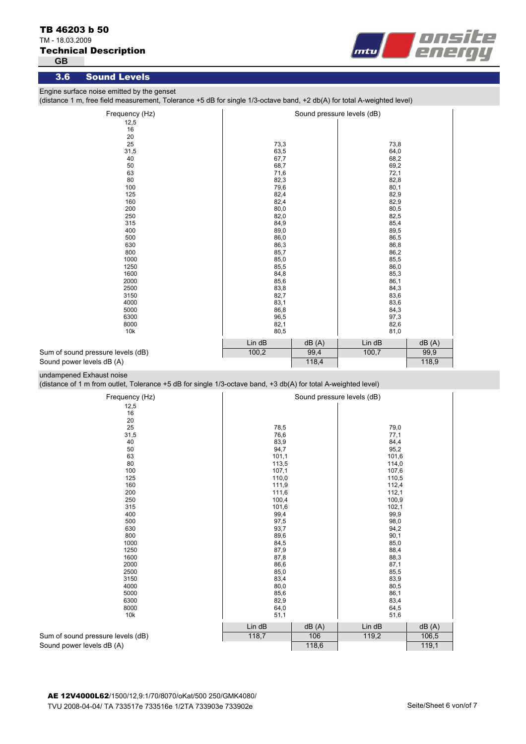**TB 46203 b 50**

TM - 18.03.2009

**Technical Description**

GB

## 3.6 Sound Levels

Engine surface noise emitted by the genset

(distance 1 m, free field measurement, Tolerance +5 dB for single 1/3-octave band, +2 db(A) for total A-weighted level)

| Frequency (Hz) | Sound pressure levels (dB) | | | |
|---|---|---|---|---|
| 12,5 | | | | |
| 16 | | | | |
| 20 | | | | |
| 25 | 73,3 | | 73,8 | |
| 31,5 | 63,5 | | 64,0 | |
| 40 | 67,7 | | 68,2 | |
| 50 | 68,7 | | 69,2 | |
| 63 | 71,6 | | 72,1 | |
| 80 | 82,3 | | 82,8 | |
| 100 | 79,6 | | 80,1 | |
| 125 | 82,4 | | 82,9 | |
| 160 | 82,4 | | 82,9 | |
| 200 | 80,0 | | 80,5 | |
| 250 | 82,0 | | 82,5 | |
| 315 | 84,9 | | 85,4 | |
| 400 | 89,0 | | 89,5 | |
| 500 | 86,0 | | 86,5 | |
| 630 | 86,3 | | 86,8 | |
| 800 | 85,7 | | 86,2 | |
| 1000 | 85,0 | | 85,5 | |
| 1250 | 85,5 | | 86,0 | |
| 1600 | 84,8 | | 85,3 | |
| 2000 | 85,6 | | 86,1 | |
| 2500 | 83,8 | | 84,3 | |
| 3150 | 82,7 | | 83,6 | |
| 4000 | 83,1 | | 83,6 | |
| 5000 | 86,8 | | 84,3 | |
| 6300 | 96,5 | | 97,3 | |
| 8000 | 82,1 | | 82,6 | |
| 10k | 80,5 | | 81,0 | |
| | Lin dB | dB (A) | Lin dB | dB (A) |
| Sum of sound pressure levels (dB) | 100,2 | 99,4 | 100,7 | 99,9 |
| Sound power levels dB (A) | | 118,4 | | 118,9 |

undampened Exhaust noise

(distance of 1 m from outlet, Tolerance +5 dB for single 1/3-octave band, +3 db(A) for total A-weighted level)

| Frequency (Hz) | Sound pressure levels (dB) | | | |
|---|---|---|---|---|
| 12,5 | | | | |
| 16 | | | | |
| 20 | | | | |
| 25 | 78,5 | | 79,0 | |
| 31,5 | 76,6 | | 77,1 | |
| 40 | 83,9 | | 84,4 | |
| 50 | 94,7 | | 95,2 | |
| 63 | 101,1 | | 101,6 | |
| 80 | 113,5 | | 114,0 | |
| 100 | 107,1 | | 107,6 | |
| 125 | 110,0 | | 110,5 | |
| 160 | 111,9 | | 112,4 | |
| 200 | 111,6 | | 112,1 | |
| 250 | 100,4 | | 100,9 | |
| 315 | 101,6 | | 102,1 | |
| 400 | 99,4 | | 99,9 | |
| 500 | 97,5 | | 98,0 | |
| 630 | 93,7 | | 94,2 | |
| 800 | 89,6 | | 90,1 | |
| 1000 | 84,5 | | 85,0 | |
| 1250 | 87,9 | | 88,4 | |
| 1600 | 87,8 | | 88,3 | |
| 2000 | 86,6 | | 87,1 | |
| 2500 | 85,0 | | 85,5 | |
| 3150 | 83,4 | | 83,9 | |
| 4000 | 80,0 | | 80,5 | |
| 5000 | 85,6 | | 86,1 | |
| 6300 | 82,9 | | 83,4 | |
| 8000 | 64,0 | | 64,5 | |
| 10k | 51,1 | | 51,6 | |
| | Lin dB | dB (A) | Lin dB | dB (A) |
| Sum of sound pressure levels (dB) | 118,7 | 106 | 119,2 | 106,5 |
| Sound power levels dB (A) | | 118,6 | | 119,1 |

**AE 12V4000L62**/1500/12,9:1/70/8070/oKat/500 250/GMK4080/

TVU 2008-04-04/ TA 733517e 733516e 1/2TA 733903e 733902e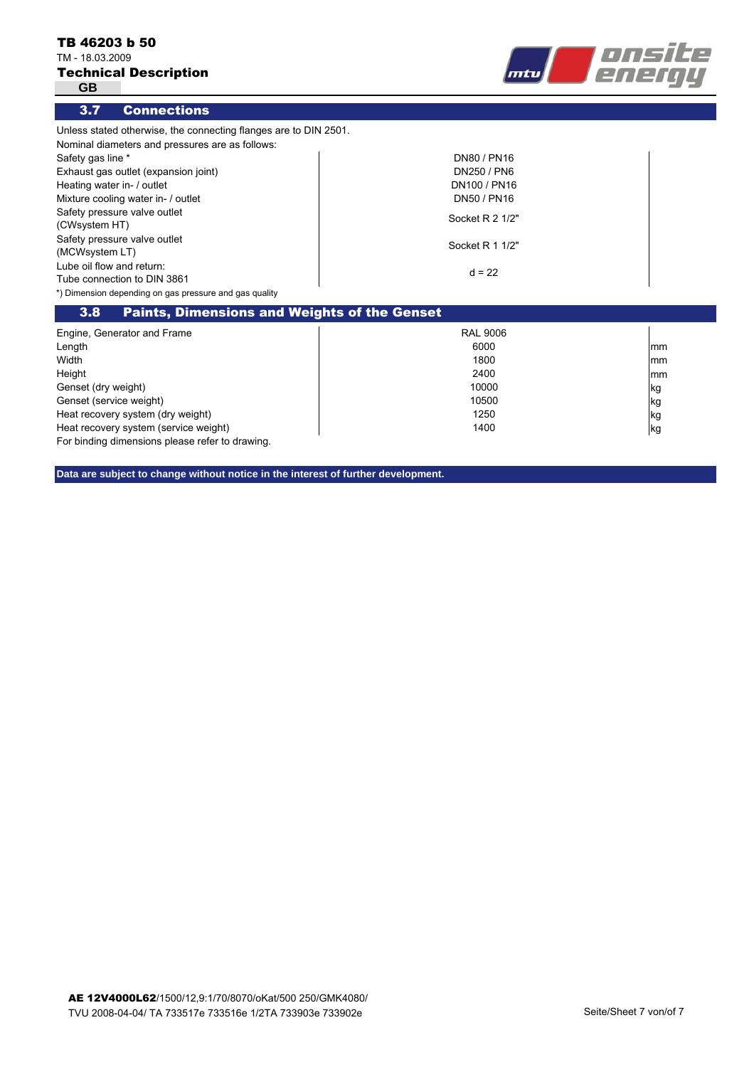## 3.7 Connections

Unless stated otherwise, the connecting flanges are to DIN 2501.

Nominal diameters and pressures are as follows:

| | |
|---|---|
| Safety gas line * | DN80 / PN16 |
| Exhaust gas outlet (expansion joint) | DN250 / PN6 |
| Heating water in- / outlet | DN100 / PN16 |
| Mixture cooling water in- / outlet | DN50 / PN16 |
| Safety pressure valve outlet (CWsystem HT) | Socket R 2 1/2" |
| Safety pressure valve outlet (MCWsystem LT) | Socket R 1 1/2" |
| Lube oil flow and return: Tube connection to DIN 3861 | d = 22 |

*) Dimension depending on gas pressure and gas quality

## 3.8 Paints, Dimensions and Weights of the Genset

| | | |
|---|---|---|
| Engine, Generator and Frame | RAL 9006 | |
| Length | 6000 | mm |
| Width | 1800 | mm |
| Height | 2400 | mm |
| Genset (dry weight) | 10000 | kg |
| Genset (service weight) | 10500 | kg |
| Heat recovery system (dry weight) | 1250 | kg |
| Heat recovery system (service weight) | 1400 | kg |

For binding dimensions please refer to drawing.

**Data are subject to change without notice in the interest of further development.**